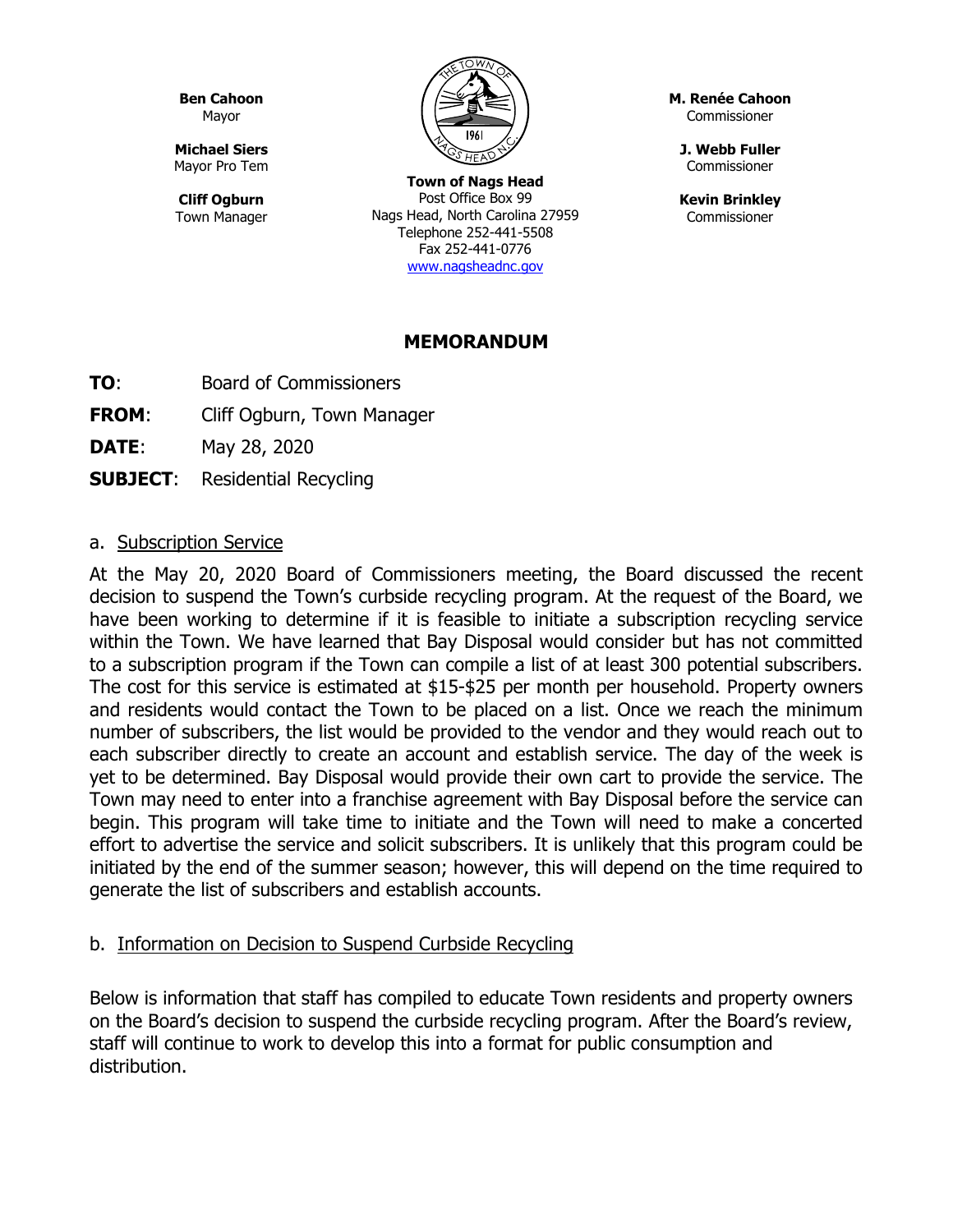**Ben Cahoon**
Mayor

**Michael Siers**
Mayor Pro Tem

**Cliff Ogburn**
Town Manager

**Town of Nags Head**
Post Office Box 99
Nags Head, North Carolina 27959
Telephone 252-441-5508
Fax 252-441-0776
www.nagsheadnc.gov

**M. Renée Cahoon**
Commissioner

**J. Webb Fuller**
Commissioner

**Kevin Brinkley**
Commissioner

## MEMORANDUM

**TO**: Board of Commissioners

**FROM**: Cliff Ogburn, Town Manager

**DATE**: May 28, 2020

**SUBJECT**: Residential Recycling

a. Subscription Service

At the May 20, 2020 Board of Commissioners meeting, the Board discussed the recent decision to suspend the Town's curbside recycling program. At the request of the Board, we have been working to determine if it is feasible to initiate a subscription recycling service within the Town. We have learned that Bay Disposal would consider but has not committed to a subscription program if the Town can compile a list of at least 300 potential subscribers. The cost for this service is estimated at $15-$25 per month per household. Property owners and residents would contact the Town to be placed on a list. Once we reach the minimum number of subscribers, the list would be provided to the vendor and they would reach out to each subscriber directly to create an account and establish service. The day of the week is yet to be determined. Bay Disposal would provide their own cart to provide the service. The Town may need to enter into a franchise agreement with Bay Disposal before the service can begin. This program will take time to initiate and the Town will need to make a concerted effort to advertise the service and solicit subscribers. It is unlikely that this program could be initiated by the end of the summer season; however, this will depend on the time required to generate the list of subscribers and establish accounts.

b. Information on Decision to Suspend Curbside Recycling

Below is information that staff has compiled to educate Town residents and property owners on the Board's decision to suspend the curbside recycling program. After the Board's review, staff will continue to work to develop this into a format for public consumption and distribution.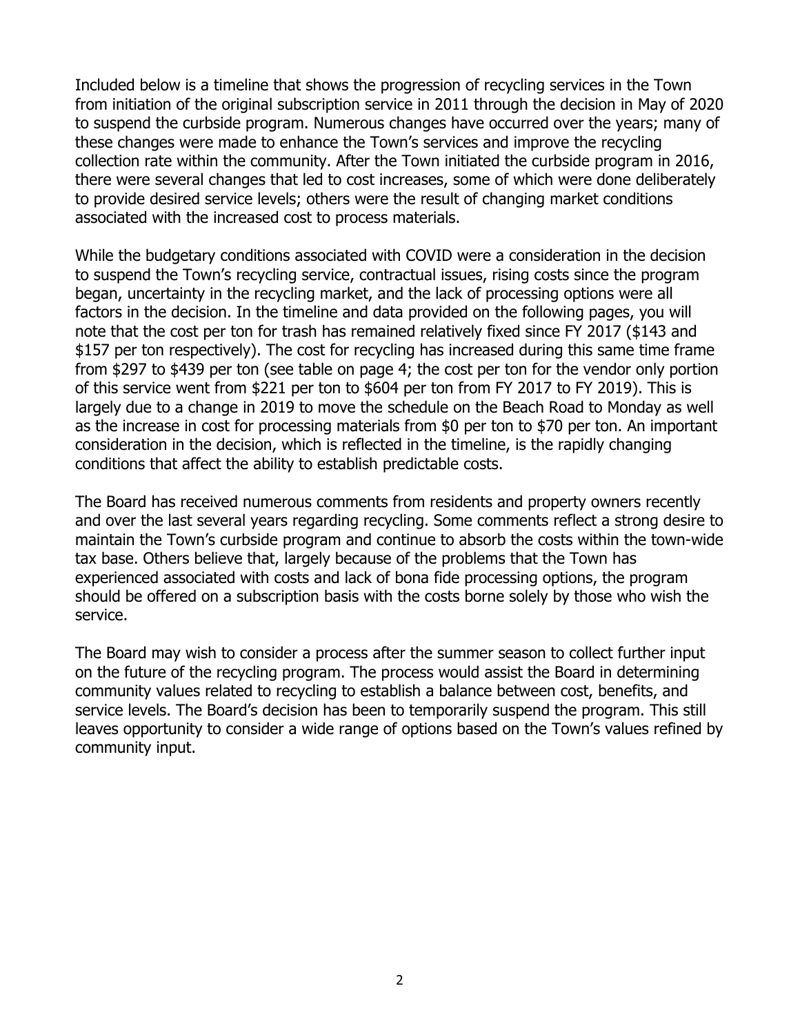Included below is a timeline that shows the progression of recycling services in the Town from initiation of the original subscription service in 2011 through the decision in May of 2020 to suspend the curbside program. Numerous changes have occurred over the years; many of these changes were made to enhance the Town's services and improve the recycling collection rate within the community. After the Town initiated the curbside program in 2016, there were several changes that led to cost increases, some of which were done deliberately to provide desired service levels; others were the result of changing market conditions associated with the increased cost to process materials.

While the budgetary conditions associated with COVID were a consideration in the decision to suspend the Town's recycling service, contractual issues, rising costs since the program began, uncertainty in the recycling market, and the lack of processing options were all factors in the decision. In the timeline and data provided on the following pages, you will note that the cost per ton for trash has remained relatively fixed since FY 2017 ($143 and $157 per ton respectively). The cost for recycling has increased during this same time frame from $297 to $439 per ton (see table on page 4; the cost per ton for the vendor only portion of this service went from $221 per ton to $604 per ton from FY 2017 to FY 2019). This is largely due to a change in 2019 to move the schedule on the Beach Road to Monday as well as the increase in cost for processing materials from $0 per ton to $70 per ton. An important consideration in the decision, which is reflected in the timeline, is the rapidly changing conditions that affect the ability to establish predictable costs.

The Board has received numerous comments from residents and property owners recently and over the last several years regarding recycling. Some comments reflect a strong desire to maintain the Town's curbside program and continue to absorb the costs within the town-wide tax base. Others believe that, largely because of the problems that the Town has experienced associated with costs and lack of bona fide processing options, the program should be offered on a subscription basis with the costs borne solely by those who wish the service.

The Board may wish to consider a process after the summer season to collect further input on the future of the recycling program. The process would assist the Board in determining community values related to recycling to establish a balance between cost, benefits, and service levels. The Board's decision has been to temporarily suspend the program. This still leaves opportunity to consider a wide range of options based on the Town's values refined by community input.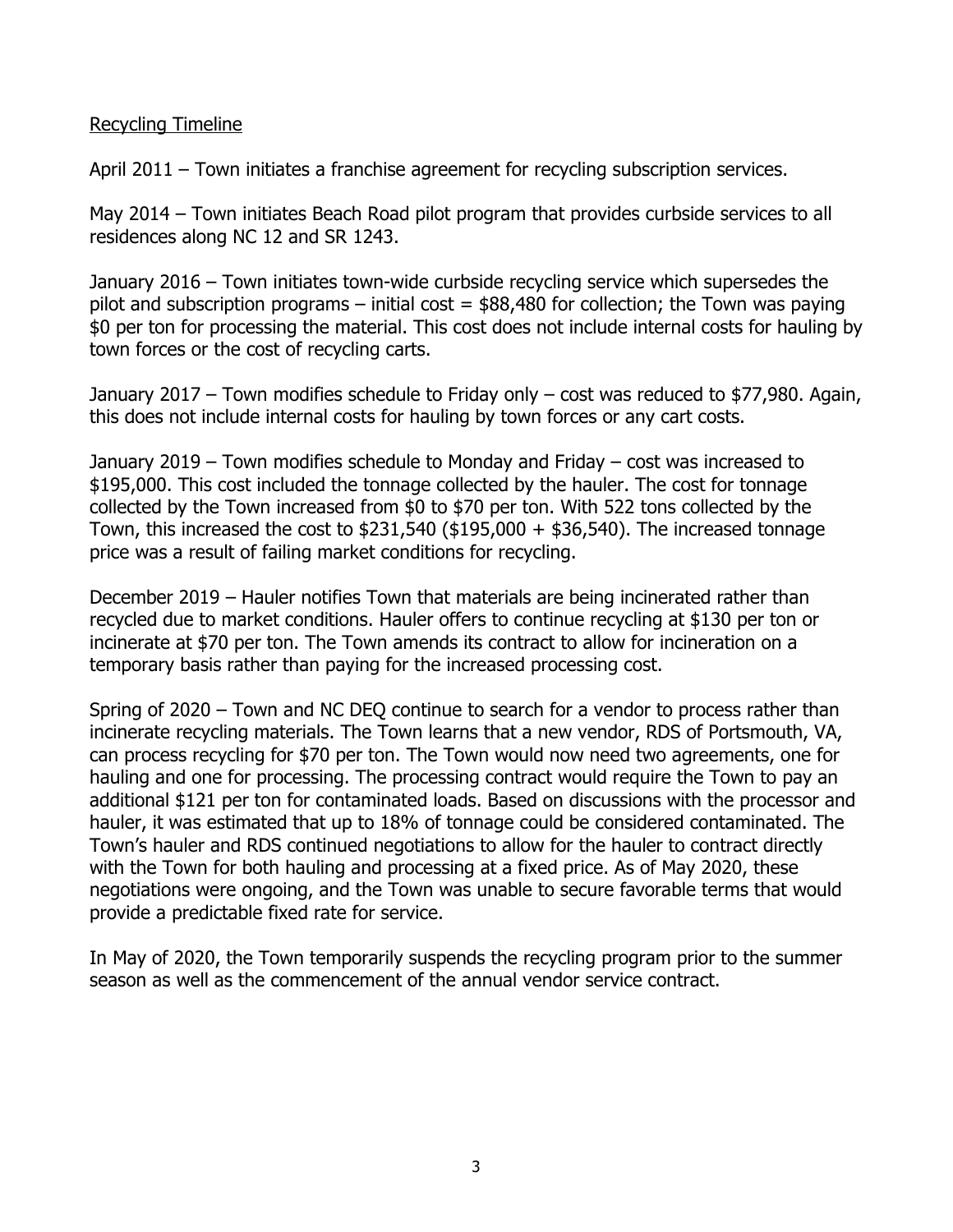Recycling Timeline

April 2011 – Town initiates a franchise agreement for recycling subscription services.

May 2014 – Town initiates Beach Road pilot program that provides curbside services to all residences along NC 12 and SR 1243.

January 2016 – Town initiates town-wide curbside recycling service which supersedes the pilot and subscription programs – initial cost = $88,480 for collection; the Town was paying $0 per ton for processing the material. This cost does not include internal costs for hauling by town forces or the cost of recycling carts.

January 2017 – Town modifies schedule to Friday only – cost was reduced to $77,980. Again, this does not include internal costs for hauling by town forces or any cart costs.

January 2019 – Town modifies schedule to Monday and Friday – cost was increased to $195,000. This cost included the tonnage collected by the hauler. The cost for tonnage collected by the Town increased from $0 to $70 per ton. With 522 tons collected by the Town, this increased the cost to $231,540 ($195,000 + $36,540). The increased tonnage price was a result of failing market conditions for recycling.

December 2019 – Hauler notifies Town that materials are being incinerated rather than recycled due to market conditions. Hauler offers to continue recycling at $130 per ton or incinerate at $70 per ton. The Town amends its contract to allow for incineration on a temporary basis rather than paying for the increased processing cost.

Spring of 2020 – Town and NC DEQ continue to search for a vendor to process rather than incinerate recycling materials. The Town learns that a new vendor, RDS of Portsmouth, VA, can process recycling for $70 per ton. The Town would now need two agreements, one for hauling and one for processing. The processing contract would require the Town to pay an additional $121 per ton for contaminated loads. Based on discussions with the processor and hauler, it was estimated that up to 18% of tonnage could be considered contaminated. The Town's hauler and RDS continued negotiations to allow for the hauler to contract directly with the Town for both hauling and processing at a fixed price. As of May 2020, these negotiations were ongoing, and the Town was unable to secure favorable terms that would provide a predictable fixed rate for service.

In May of 2020, the Town temporarily suspends the recycling program prior to the summer season as well as the commencement of the annual vendor service contract.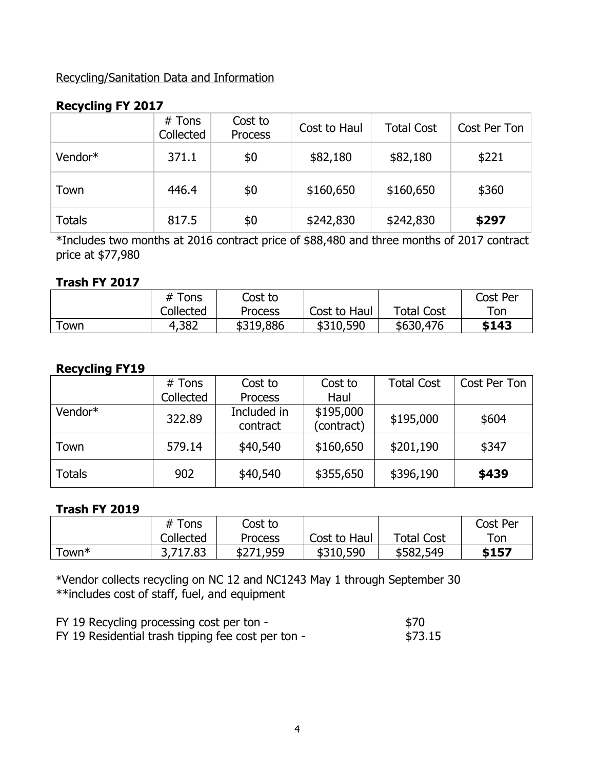Recycling/Sanitation Data and Information

**Recycling FY 2017**

| | # Tons Collected | Cost to Process | Cost to Haul | Total Cost | Cost Per Ton |
|---|---|---|---|---|---|
| Vendor* | 371.1 | $0 | $82,180 | $82,180 | $221 |
| Town | 446.4 | $0 | $160,650 | $160,650 | $360 |
| Totals | 817.5 | $0 | $242,830 | $242,830 | **$297** |

*Includes two months at 2016 contract price of $88,480 and three months of 2017 contract price at $77,980

**Trash FY 2017**

| | # Tons Collected | Cost to Process | Cost to Haul | Total Cost | Cost Per Ton |
|---|---|---|---|---|---|
| Town | 4,382 | $319,886 | $310,590 | $630,476 | **$143** |

**Recycling FY19**

| | # Tons Collected | Cost to Process | Cost to Haul | Total Cost | Cost Per Ton |
|---|---|---|---|---|---|
| Vendor* | 322.89 | Included in contract | $195,000 (contract) | $195,000 | $604 |
| Town | 579.14 | $40,540 | $160,650 | $201,190 | $347 |
| Totals | 902 | $40,540 | $355,650 | $396,190 | **$439** |

**Trash FY 2019**

| | # Tons Collected | Cost to Process | Cost to Haul | Total Cost | Cost Per Ton |
|---|---|---|---|---|---|
| Town* | 3,717.83 | $271,959 | $310,590 | $582,549 | **$157** |

*Vendor collects recycling on NC 12 and NC1243 May 1 through September 30
**includes cost of staff, fuel, and equipment

FY 19 Recycling processing cost per ton - $70
FY 19 Residential trash tipping fee cost per ton - $73.15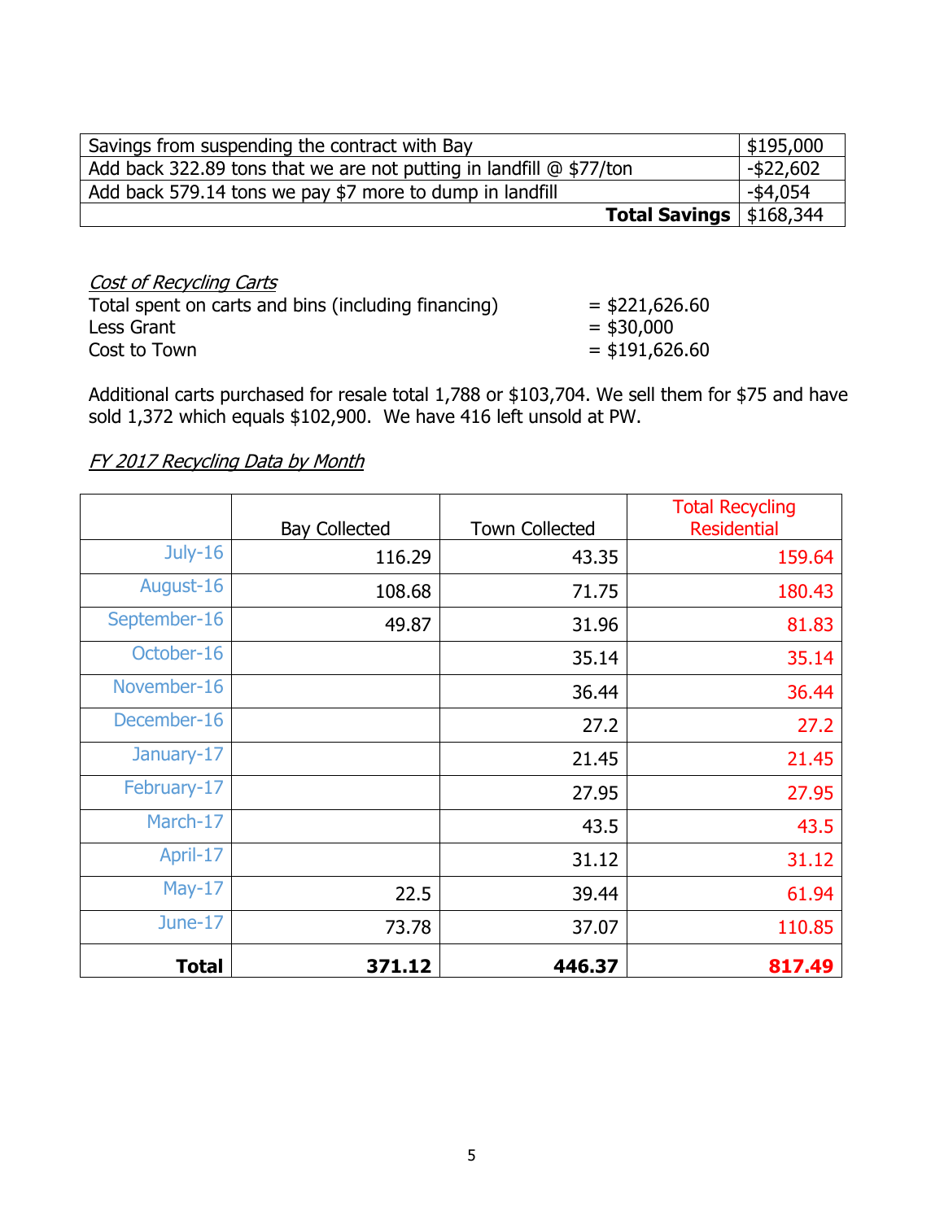| Savings from suspending the contract with Bay | $195,000 |
| --- | --- |
| Add back 322.89 tons that we are not putting in landfill @ $77/ton | -$22,602 |
| Add back 579.14 tons we pay $7 more to dump in landfill | -$4,054 |
| **Total Savings** | $168,344 |

*Cost of Recycling Carts*

Total spent on carts and bins (including financing) = $221,626.60
Less Grant = $30,000
Cost to Town = $191,626.60

Additional carts purchased for resale total 1,788 or $103,704. We sell them for $75 and have sold 1,372 which equals $102,900. We have 416 left unsold at PW.

*FY 2017 Recycling Data by Month*

| | Bay Collected | Town Collected | Total Recycling Residential |
| --- | --- | --- | --- |
| July-16 | 116.29 | 43.35 | 159.64 |
| August-16 | 108.68 | 71.75 | 180.43 |
| September-16 | 49.87 | 31.96 | 81.83 |
| October-16 | | 35.14 | 35.14 |
| November-16 | | 36.44 | 36.44 |
| December-16 | | 27.2 | 27.2 |
| January-17 | | 21.45 | 21.45 |
| February-17 | | 27.95 | 27.95 |
| March-17 | | 43.5 | 43.5 |
| April-17 | | 31.12 | 31.12 |
| May-17 | 22.5 | 39.44 | 61.94 |
| June-17 | 73.78 | 37.07 | 110.85 |
| **Total** | **371.12** | **446.37** | **817.49** |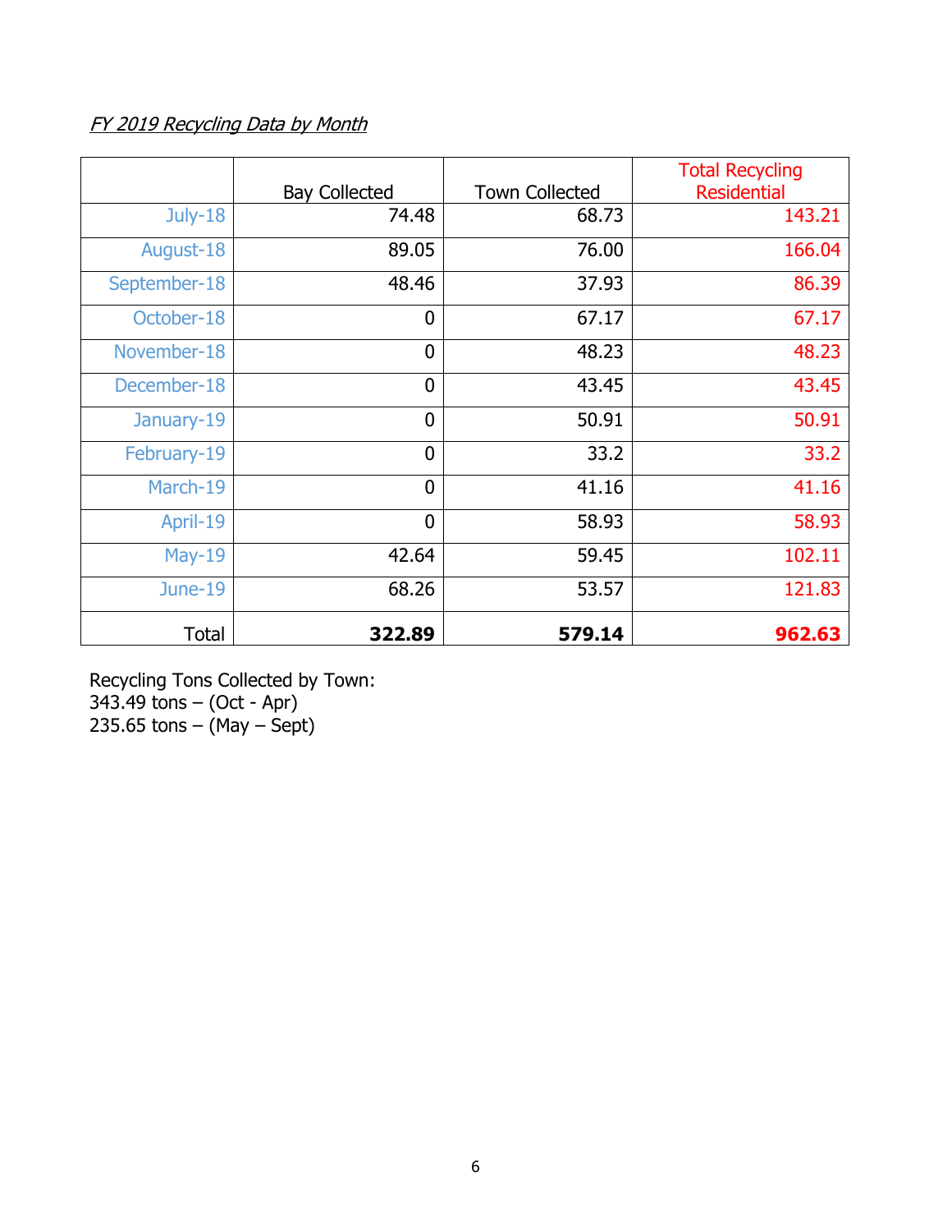*FY 2019 Recycling Data by Month*

| | Bay Collected | Town Collected | Total Recycling Residential |
|---|---|---|---|
| July-18 | 74.48 | 68.73 | 143.21 |
| August-18 | 89.05 | 76.00 | 166.04 |
| September-18 | 48.46 | 37.93 | 86.39 |
| October-18 | 0 | 67.17 | 67.17 |
| November-18 | 0 | 48.23 | 48.23 |
| December-18 | 0 | 43.45 | 43.45 |
| January-19 | 0 | 50.91 | 50.91 |
| February-19 | 0 | 33.2 | 33.2 |
| March-19 | 0 | 41.16 | 41.16 |
| April-19 | 0 | 58.93 | 58.93 |
| May-19 | 42.64 | 59.45 | 102.11 |
| June-19 | 68.26 | 53.57 | 121.83 |
| Total | **322.89** | **579.14** | **962.63** |

Recycling Tons Collected by Town:
343.49 tons – (Oct - Apr)
235.65 tons – (May – Sept)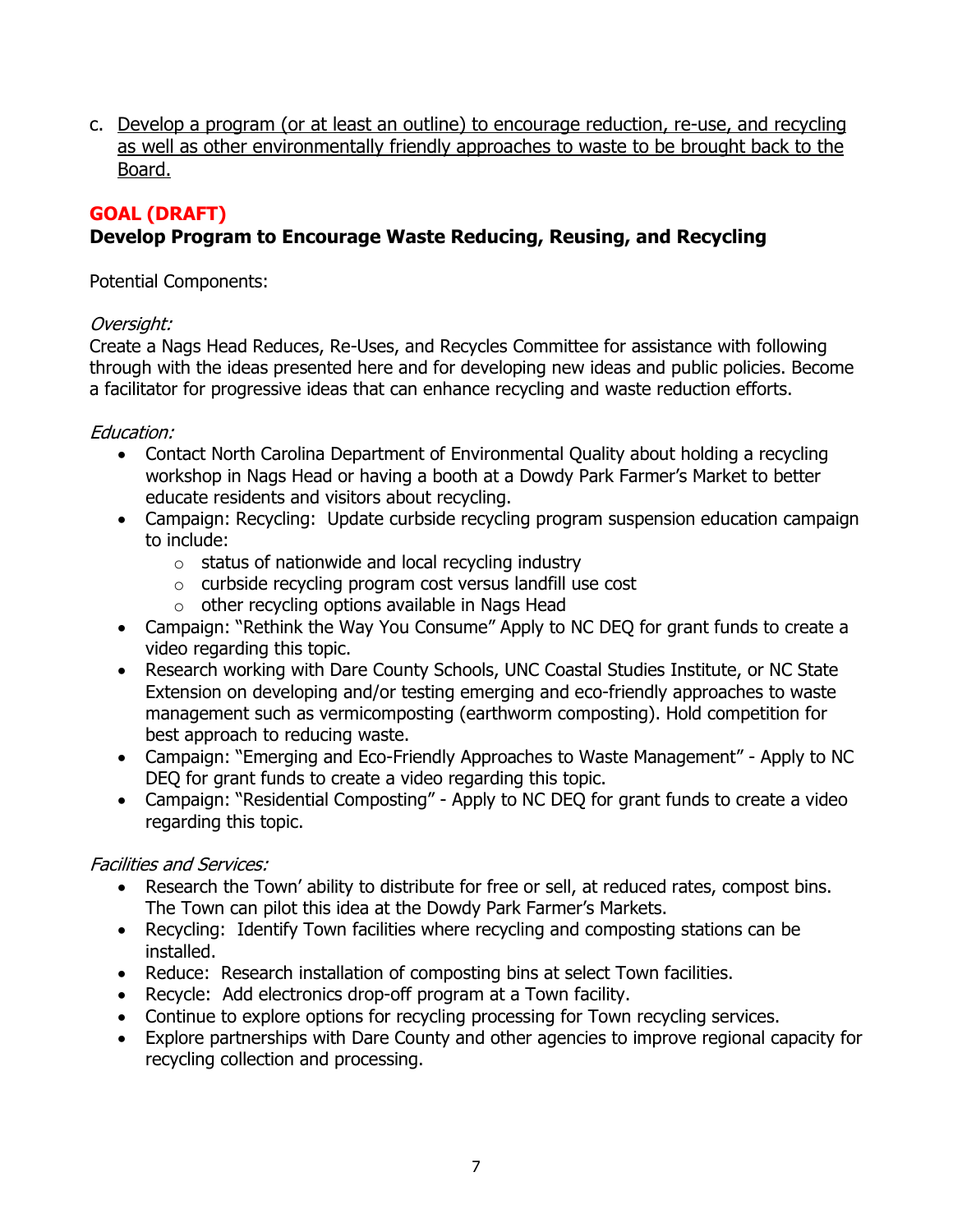c. Develop a program (or at least an outline) to encourage reduction, re-use, and recycling as well as other environmentally friendly approaches to waste to be brought back to the Board.

**GOAL (DRAFT)**

**Develop Program to Encourage Waste Reducing, Reusing, and Recycling**

Potential Components:

*Oversight:*

Create a Nags Head Reduces, Re-Uses, and Recycles Committee for assistance with following through with the ideas presented here and for developing new ideas and public policies. Become a facilitator for progressive ideas that can enhance recycling and waste reduction efforts.

*Education:*

- Contact North Carolina Department of Environmental Quality about holding a recycling workshop in Nags Head or having a booth at a Dowdy Park Farmer's Market to better educate residents and visitors about recycling.
- Campaign: Recycling: Update curbside recycling program suspension education campaign to include:
  - status of nationwide and local recycling industry
  - curbside recycling program cost versus landfill use cost
  - other recycling options available in Nags Head
- Campaign: "Rethink the Way You Consume" Apply to NC DEQ for grant funds to create a video regarding this topic.
- Research working with Dare County Schools, UNC Coastal Studies Institute, or NC State Extension on developing and/or testing emerging and eco-friendly approaches to waste management such as vermicomposting (earthworm composting). Hold competition for best approach to reducing waste.
- Campaign: "Emerging and Eco-Friendly Approaches to Waste Management" - Apply to NC DEQ for grant funds to create a video regarding this topic.
- Campaign: "Residential Composting" - Apply to NC DEQ for grant funds to create a video regarding this topic.

*Facilities and Services:*

- Research the Town' ability to distribute for free or sell, at reduced rates, compost bins. The Town can pilot this idea at the Dowdy Park Farmer's Markets.
- Recycling: Identify Town facilities where recycling and composting stations can be installed.
- Reduce: Research installation of composting bins at select Town facilities.
- Recycle: Add electronics drop-off program at a Town facility.
- Continue to explore options for recycling processing for Town recycling services.
- Explore partnerships with Dare County and other agencies to improve regional capacity for recycling collection and processing.